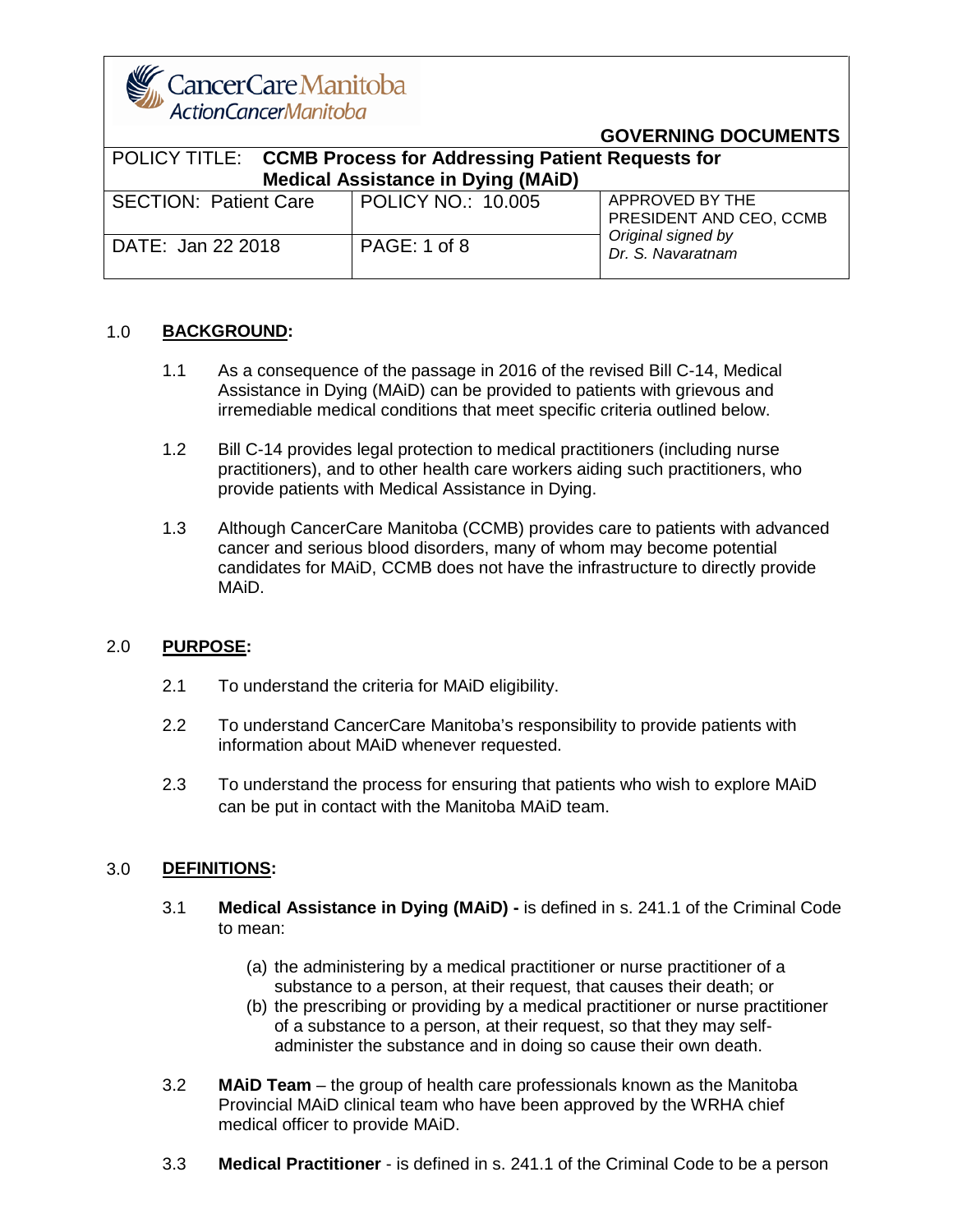CancerCare Manitoba
ActionCancerManitoba

**GOVERNING DOCUMENTS**

| POLICY TITLE: **CCMB Process for Addressing Patient Requests for Medical Assistance in Dying (MAiD)** | | |
|---|---|---|
| SECTION: Patient Care | POLICY NO.: 10.005 | APPROVED BY THE PRESIDENT AND CEO, CCMB *Original signed by Dr. S. Navaratnam* |
| DATE: Jan 22 2018 | PAGE: 1 of 8 | |

## 1.0 **BACKGROUND:**

1.1 As a consequence of the passage in 2016 of the revised Bill C-14, Medical Assistance in Dying (MAiD) can be provided to patients with grievous and irremediable medical conditions that meet specific criteria outlined below.

1.2 Bill C-14 provides legal protection to medical practitioners (including nurse practitioners), and to other health care workers aiding such practitioners, who provide patients with Medical Assistance in Dying.

1.3 Although CancerCare Manitoba (CCMB) provides care to patients with advanced cancer and serious blood disorders, many of whom may become potential candidates for MAiD, CCMB does not have the infrastructure to directly provide MAiD.

## 2.0 **PURPOSE:**

2.1 To understand the criteria for MAiD eligibility.

2.2 To understand CancerCare Manitoba's responsibility to provide patients with information about MAiD whenever requested.

2.3 To understand the process for ensuring that patients who wish to explore MAiD can be put in contact with the Manitoba MAiD team.

## 3.0 **DEFINITIONS:**

3.1 **Medical Assistance in Dying (MAiD) -** is defined in s. 241.1 of the Criminal Code to mean:

(a) the administering by a medical practitioner or nurse practitioner of a substance to a person, at their request, that causes their death; or
(b) the prescribing or providing by a medical practitioner or nurse practitioner of a substance to a person, at their request, so that they may self-administer the substance and in doing so cause their own death.

3.2 **MAiD Team** – the group of health care professionals known as the Manitoba Provincial MAiD clinical team who have been approved by the WRHA chief medical officer to provide MAiD.

3.3 **Medical Practitioner** - is defined in s. 241.1 of the Criminal Code to be a person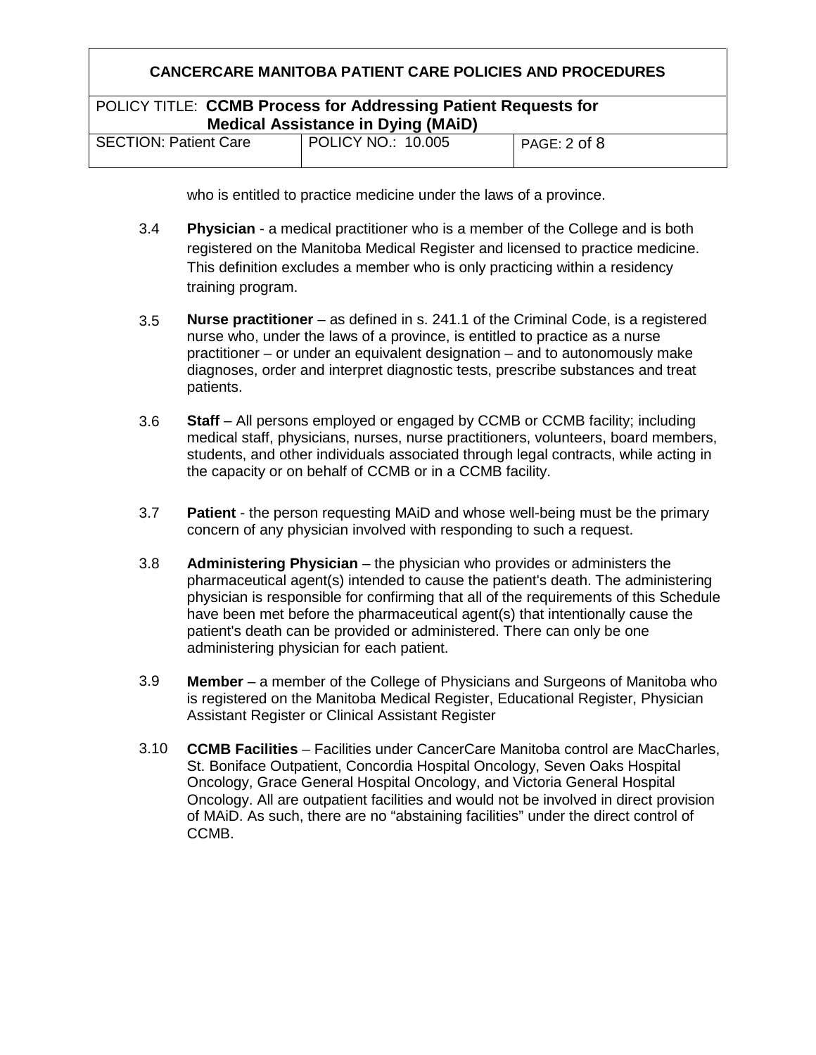who is entitled to practice medicine under the laws of a province.

3.4 **Physician** - a medical practitioner who is a member of the College and is both registered on the Manitoba Medical Register and licensed to practice medicine. This definition excludes a member who is only practicing within a residency training program.

3.5 **Nurse practitioner** – as defined in s. 241.1 of the Criminal Code, is a registered nurse who, under the laws of a province, is entitled to practice as a nurse practitioner – or under an equivalent designation – and to autonomously make diagnoses, order and interpret diagnostic tests, prescribe substances and treat patients.

3.6 **Staff** – All persons employed or engaged by CCMB or CCMB facility; including medical staff, physicians, nurses, nurse practitioners, volunteers, board members, students, and other individuals associated through legal contracts, while acting in the capacity or on behalf of CCMB or in a CCMB facility.

3.7 **Patient** - the person requesting MAiD and whose well-being must be the primary concern of any physician involved with responding to such a request.

3.8 **Administering Physician** – the physician who provides or administers the pharmaceutical agent(s) intended to cause the patient's death. The administering physician is responsible for confirming that all of the requirements of this Schedule have been met before the pharmaceutical agent(s) that intentionally cause the patient's death can be provided or administered. There can only be one administering physician for each patient.

3.9 **Member** – a member of the College of Physicians and Surgeons of Manitoba who is registered on the Manitoba Medical Register, Educational Register, Physician Assistant Register or Clinical Assistant Register

3.10 **CCMB Facilities** – Facilities under CancerCare Manitoba control are MacCharles, St. Boniface Outpatient, Concordia Hospital Oncology, Seven Oaks Hospital Oncology, Grace General Hospital Oncology, and Victoria General Hospital Oncology. All are outpatient facilities and would not be involved in direct provision of MAiD. As such, there are no "abstaining facilities" under the direct control of CCMB.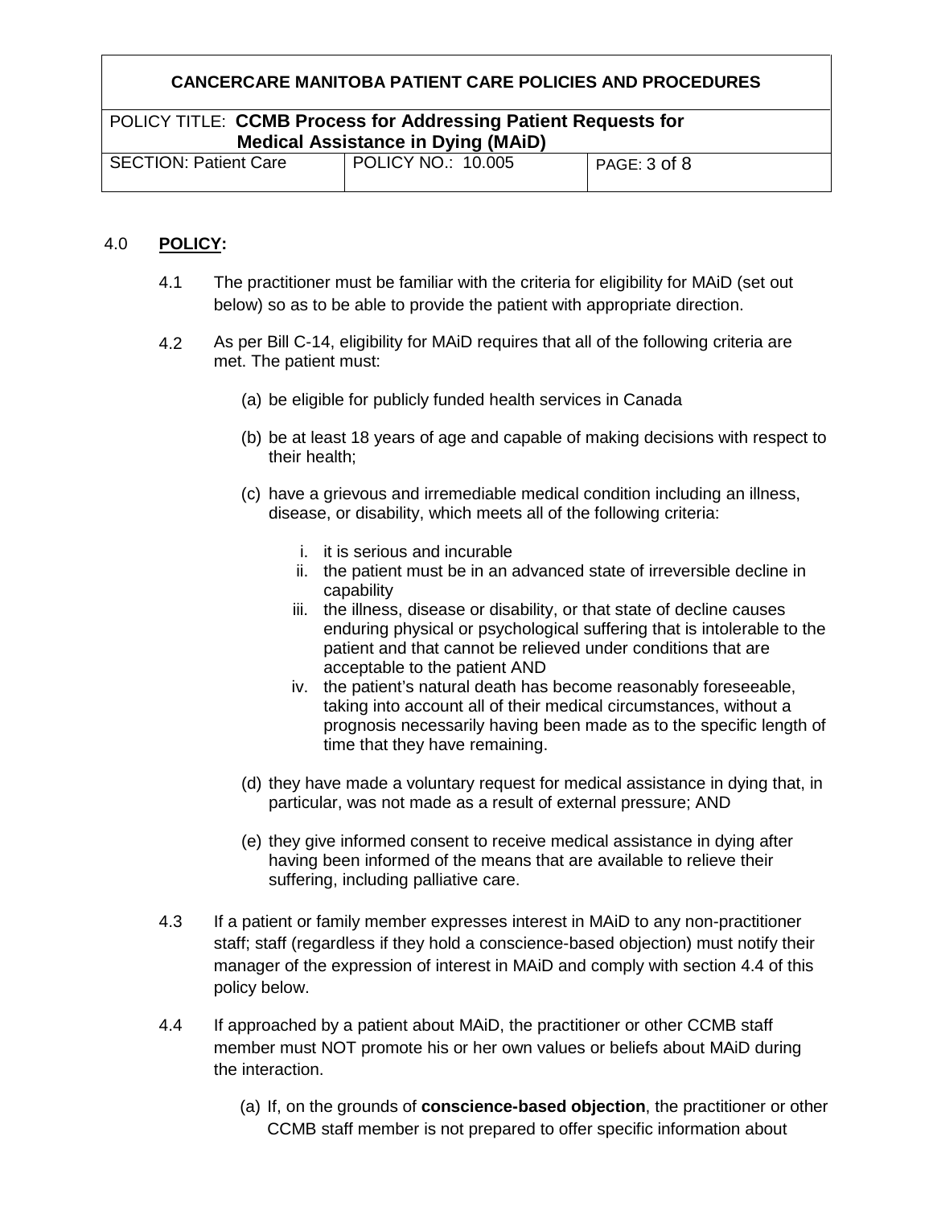## 4.0 **POLICY:**

4.1 The practitioner must be familiar with the criteria for eligibility for MAiD (set out below) so as to be able to provide the patient with appropriate direction.

4.2 As per Bill C-14, eligibility for MAiD requires that all of the following criteria are met. The patient must:

(a) be eligible for publicly funded health services in Canada

(b) be at least 18 years of age and capable of making decisions with respect to their health;

(c) have a grievous and irremediable medical condition including an illness, disease, or disability, which meets all of the following criteria:

i. it is serious and incurable
ii. the patient must be in an advanced state of irreversible decline in capability
iii. the illness, disease or disability, or that state of decline causes enduring physical or psychological suffering that is intolerable to the patient and that cannot be relieved under conditions that are acceptable to the patient AND
iv. the patient's natural death has become reasonably foreseeable, taking into account all of their medical circumstances, without a prognosis necessarily having been made as to the specific length of time that they have remaining.

(d) they have made a voluntary request for medical assistance in dying that, in particular, was not made as a result of external pressure; AND

(e) they give informed consent to receive medical assistance in dying after having been informed of the means that are available to relieve their suffering, including palliative care.

4.3 If a patient or family member expresses interest in MAiD to any non-practitioner staff; staff (regardless if they hold a conscience-based objection) must notify their manager of the expression of interest in MAiD and comply with section 4.4 of this policy below.

4.4 If approached by a patient about MAiD, the practitioner or other CCMB staff member must NOT promote his or her own values or beliefs about MAiD during the interaction.

(a) If, on the grounds of **conscience-based objection**, the practitioner or other CCMB staff member is not prepared to offer specific information about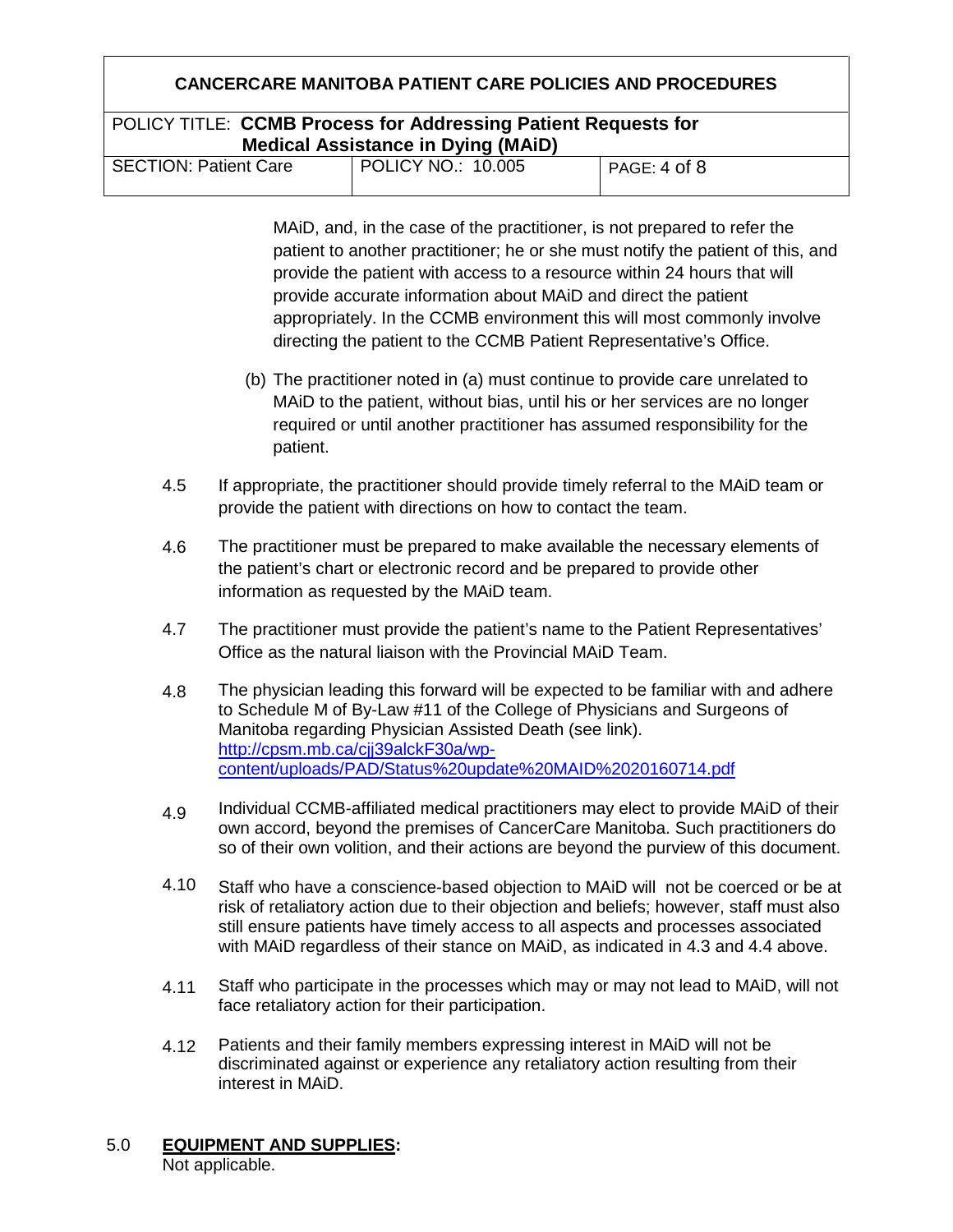MAiD, and, in the case of the practitioner, is not prepared to refer the patient to another practitioner; he or she must notify the patient of this, and provide the patient with access to a resource within 24 hours that will provide accurate information about MAiD and direct the patient appropriately. In the CCMB environment this will most commonly involve directing the patient to the CCMB Patient Representative's Office.

(b) The practitioner noted in (a) must continue to provide care unrelated to MAiD to the patient, without bias, until his or her services are no longer required or until another practitioner has assumed responsibility for the patient.

4.5 If appropriate, the practitioner should provide timely referral to the MAiD team or provide the patient with directions on how to contact the team.

4.6 The practitioner must be prepared to make available the necessary elements of the patient's chart or electronic record and be prepared to provide other information as requested by the MAiD team.

4.7 The practitioner must provide the patient's name to the Patient Representatives' Office as the natural liaison with the Provincial MAiD Team.

4.8 The physician leading this forward will be expected to be familiar with and adhere to Schedule M of By-Law #11 of the College of Physicians and Surgeons of Manitoba regarding Physician Assisted Death (see link). [http://cpsm.mb.ca/cjj39alckF30a/wp-content/uploads/PAD/Status%20update%20MAID%2020160714.pdf](http://cpsm.mb.ca/cjj39alckF30a/wp-content/uploads/PAD/Status%20update%20MAID%2020160714.pdf)

4.9 Individual CCMB-affiliated medical practitioners may elect to provide MAiD of their own accord, beyond the premises of CancerCare Manitoba. Such practitioners do so of their own volition, and their actions are beyond the purview of this document.

4.10 Staff who have a conscience-based objection to MAiD will not be coerced or be at risk of retaliatory action due to their objection and beliefs; however, staff must also still ensure patients have timely access to all aspects and processes associated with MAiD regardless of their stance on MAiD, as indicated in 4.3 and 4.4 above.

4.11 Staff who participate in the processes which may or may not lead to MAiD, will not face retaliatory action for their participation.

4.12 Patients and their family members expressing interest in MAiD will not be discriminated against or experience any retaliatory action resulting from their interest in MAiD.

## 5.0 **EQUIPMENT AND SUPPLIES:**

Not applicable.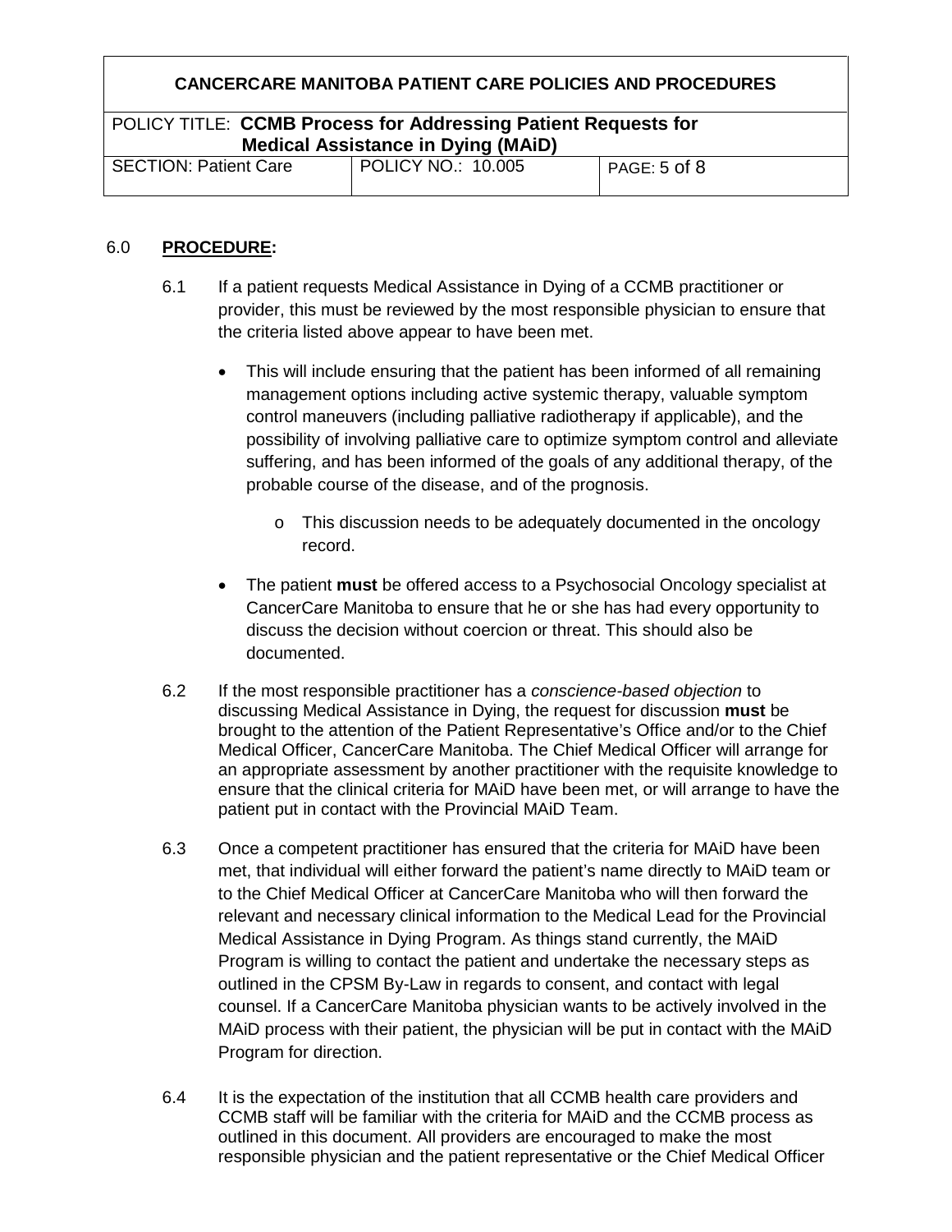## 6.0 **PROCEDURE:**

6.1 If a patient requests Medical Assistance in Dying of a CCMB practitioner or provider, this must be reviewed by the most responsible physician to ensure that the criteria listed above appear to have been met.

- This will include ensuring that the patient has been informed of all remaining management options including active systemic therapy, valuable symptom control maneuvers (including palliative radiotherapy if applicable), and the possibility of involving palliative care to optimize symptom control and alleviate suffering, and has been informed of the goals of any additional therapy, of the probable course of the disease, and of the prognosis.
  - This discussion needs to be adequately documented in the oncology record.
- The patient **must** be offered access to a Psychosocial Oncology specialist at CancerCare Manitoba to ensure that he or she has had every opportunity to discuss the decision without coercion or threat. This should also be documented.

6.2 If the most responsible practitioner has a *conscience-based objection* to discussing Medical Assistance in Dying, the request for discussion **must** be brought to the attention of the Patient Representative's Office and/or to the Chief Medical Officer, CancerCare Manitoba. The Chief Medical Officer will arrange for an appropriate assessment by another practitioner with the requisite knowledge to ensure that the clinical criteria for MAiD have been met, or will arrange to have the patient put in contact with the Provincial MAiD Team.

6.3 Once a competent practitioner has ensured that the criteria for MAiD have been met, that individual will either forward the patient's name directly to MAiD team or to the Chief Medical Officer at CancerCare Manitoba who will then forward the relevant and necessary clinical information to the Medical Lead for the Provincial Medical Assistance in Dying Program. As things stand currently, the MAiD Program is willing to contact the patient and undertake the necessary steps as outlined in the CPSM By-Law in regards to consent, and contact with legal counsel. If a CancerCare Manitoba physician wants to be actively involved in the MAiD process with their patient, the physician will be put in contact with the MAiD Program for direction.

6.4 It is the expectation of the institution that all CCMB health care providers and CCMB staff will be familiar with the criteria for MAiD and the CCMB process as outlined in this document. All providers are encouraged to make the most responsible physician and the patient representative or the Chief Medical Officer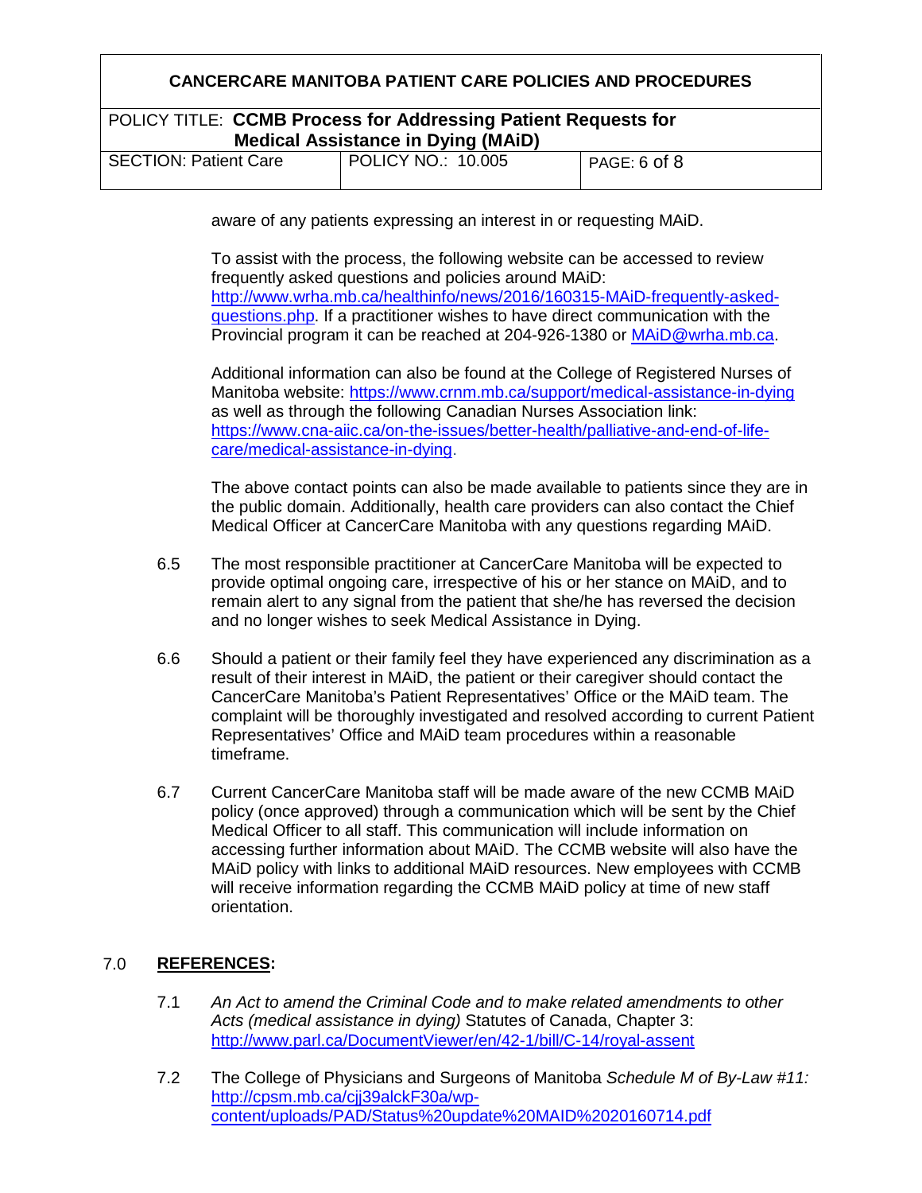aware of any patients expressing an interest in or requesting MAiD.

To assist with the process, the following website can be accessed to review frequently asked questions and policies around MAiD: http://www.wrha.mb.ca/healthinfo/news/2016/160315-MAiD-frequently-asked-questions.php. If a practitioner wishes to have direct communication with the Provincial program it can be reached at 204-926-1380 or MAiD@wrha.mb.ca.

Additional information can also be found at the College of Registered Nurses of Manitoba website: https://www.crnm.mb.ca/support/medical-assistance-in-dying as well as through the following Canadian Nurses Association link: https://www.cna-aiic.ca/on-the-issues/better-health/palliative-and-end-of-life-care/medical-assistance-in-dying.

The above contact points can also be made available to patients since they are in the public domain. Additionally, health care providers can also contact the Chief Medical Officer at CancerCare Manitoba with any questions regarding MAiD.

6.5 The most responsible practitioner at CancerCare Manitoba will be expected to provide optimal ongoing care, irrespective of his or her stance on MAiD, and to remain alert to any signal from the patient that she/he has reversed the decision and no longer wishes to seek Medical Assistance in Dying.

6.6 Should a patient or their family feel they have experienced any discrimination as a result of their interest in MAiD, the patient or their caregiver should contact the CancerCare Manitoba's Patient Representatives' Office or the MAiD team. The complaint will be thoroughly investigated and resolved according to current Patient Representatives' Office and MAiD team procedures within a reasonable timeframe.

6.7 Current CancerCare Manitoba staff will be made aware of the new CCMB MAiD policy (once approved) through a communication which will be sent by the Chief Medical Officer to all staff. This communication will include information on accessing further information about MAiD. The CCMB website will also have the MAiD policy with links to additional MAiD resources. New employees with CCMB will receive information regarding the CCMB MAiD policy at time of new staff orientation.

## 7.0 **REFERENCES:**

7.1 *An Act to amend the Criminal Code and to make related amendments to other Acts (medical assistance in dying)* Statutes of Canada, Chapter 3: http://www.parl.ca/DocumentViewer/en/42-1/bill/C-14/royal-assent

7.2 The College of Physicians and Surgeons of Manitoba *Schedule M of By-Law #11:* http://cpsm.mb.ca/cjj39alckF30a/wp-content/uploads/PAD/Status%20update%20MAID%2020160714.pdf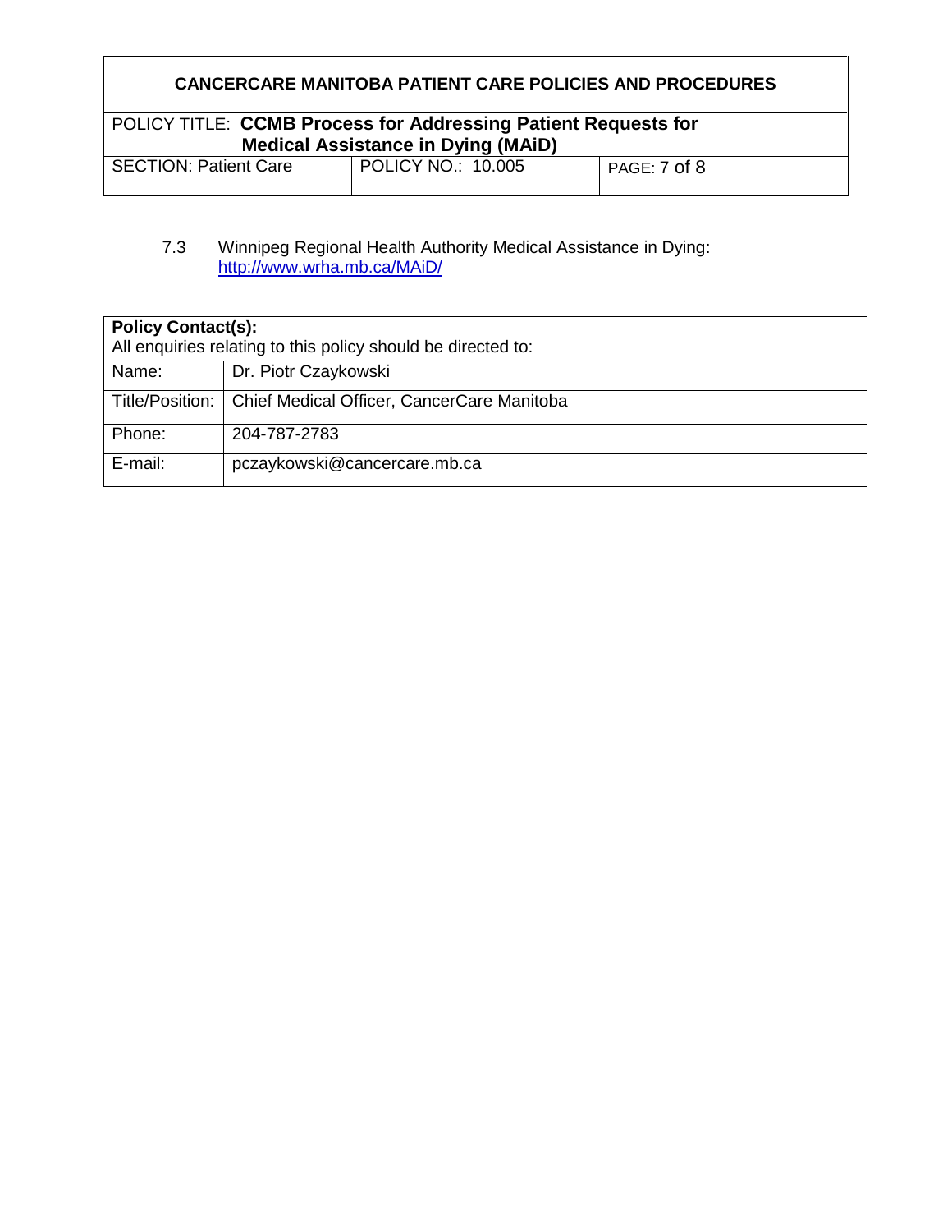7.3 Winnipeg Regional Health Authority Medical Assistance in Dying: http://www.wrha.mb.ca/MAiD/

| **Policy Contact(s):**<br>All enquiries relating to this policy should be directed to: | |
|---|---|
| Name: | Dr. Piotr Czaykowski |
| Title/Position: | Chief Medical Officer, CancerCare Manitoba |
| Phone: | 204-787-2783 |
| E-mail: | pczaykowski@cancercare.mb.ca |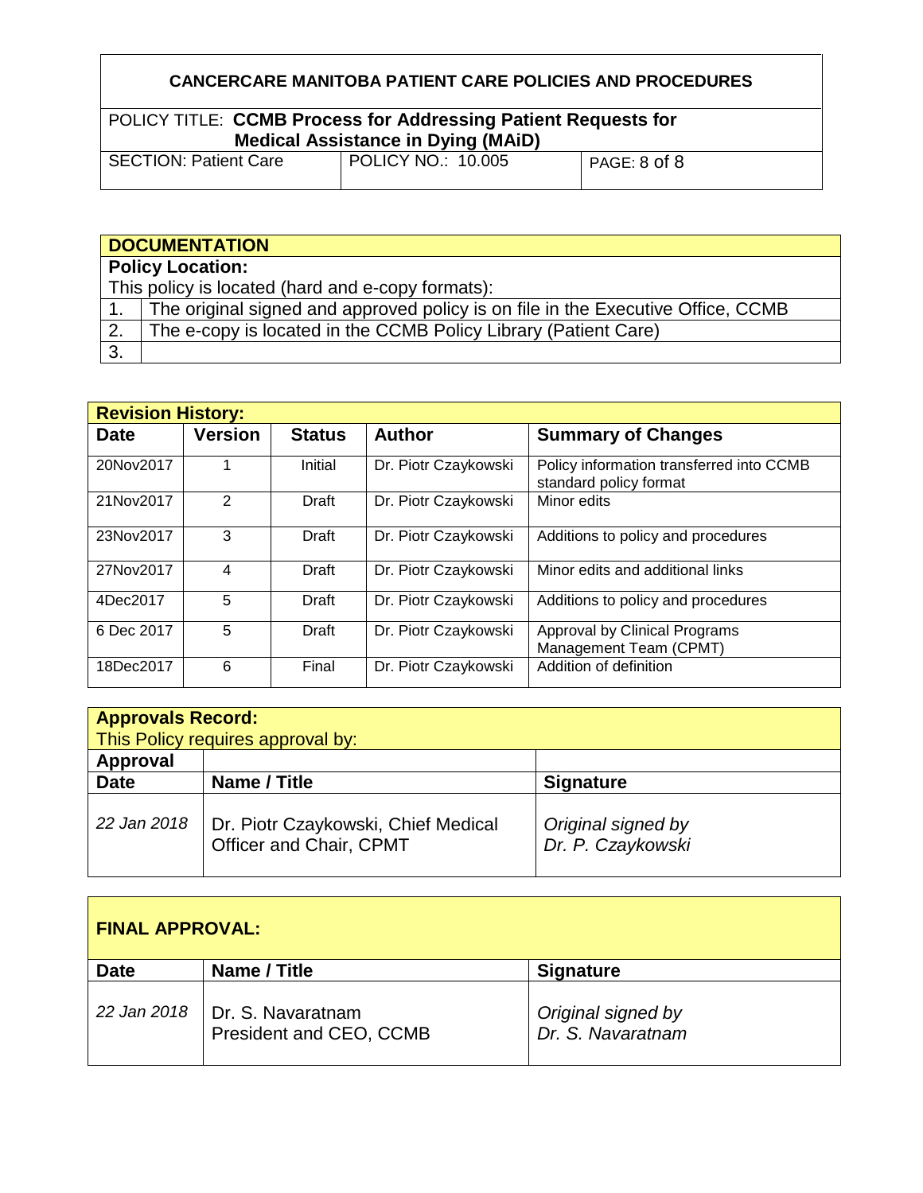## DOCUMENTATION

**Policy Location:**

This policy is located (hard and e-copy formats):

| | |
|---|---|
| 1. | The original signed and approved policy is on file in the Executive Office, CCMB |
| 2. | The e-copy is located in the CCMB Policy Library (Patient Care) |
| 3. | |

**Revision History:**

| Date | Version | Status | Author | Summary of Changes |
|---|---|---|---|---|
| 20Nov2017 | 1 | Initial | Dr. Piotr Czaykowski | Policy information transferred into CCMB standard policy format |
| 21Nov2017 | 2 | Draft | Dr. Piotr Czaykowski | Minor edits |
| 23Nov2017 | 3 | Draft | Dr. Piotr Czaykowski | Additions to policy and procedures |
| 27Nov2017 | 4 | Draft | Dr. Piotr Czaykowski | Minor edits and additional links |
| 4Dec2017 | 5 | Draft | Dr. Piotr Czaykowski | Additions to policy and procedures |
| 6 Dec 2017 | 5 | Draft | Dr. Piotr Czaykowski | Approval by Clinical Programs Management Team (CPMT) |
| 18Dec2017 | 6 | Final | Dr. Piotr Czaykowski | Addition of definition |

**Approvals Record:**

This Policy requires approval by:

| Approval Date | Name / Title | Signature |
|---|---|---|
| *22 Jan 2018* | Dr. Piotr Czaykowski, Chief Medical Officer and Chair, CPMT | *Original signed by Dr. P. Czaykowski* |

**FINAL APPROVAL:**

| Date | Name / Title | Signature |
|---|---|---|
| *22 Jan 2018* | Dr. S. Navaratnam<br>President and CEO, CCMB | *Original signed by Dr. S. Navaratnam* |